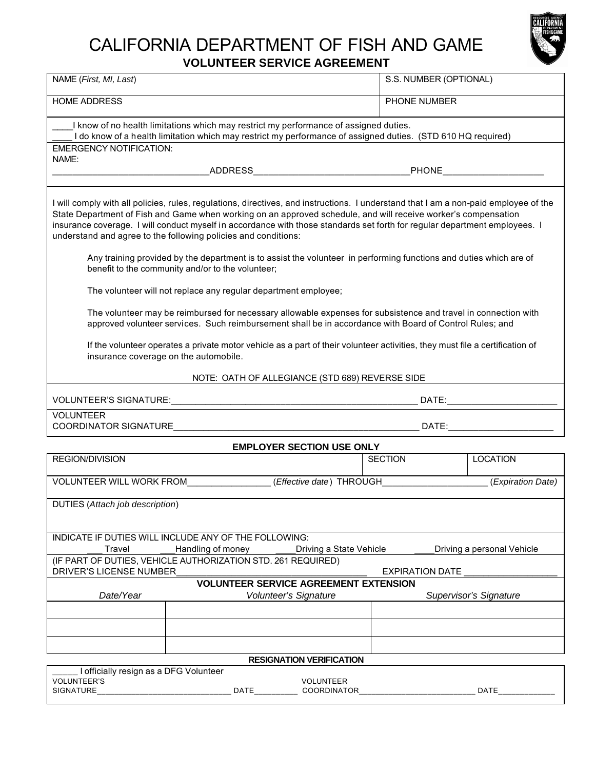# CALIFORNIA DEPARTMENT OF FISH AND GAME

## VOLUNTEER SERVICE AGREEMENT

| NAME (*First, MI, Last*) | S.S. NUMBER (OPTIONAL) |
|---|---|
| HOME ADDRESS | PHONE NUMBER |

____I know of no health limitations which may restrict my performance of assigned duties.
____ I do know of a health limitation which may restrict my performance of assigned duties. (STD 610 HQ required)

EMERGENCY NOTIFICATION:
NAME:
______________________________ADDRESS______________________________PHONE____________________

I will comply with all policies, rules, regulations, directives, and instructions. I understand that I am a non-paid employee of the State Department of Fish and Game when working on an approved schedule, and will receive worker's compensation insurance coverage. I will conduct myself in accordance with those standards set forth for regular department employees. I understand and agree to the following policies and conditions:

Any training provided by the department is to assist the volunteer in performing functions and duties which are of benefit to the community and/or to the volunteer;

The volunteer will not replace any regular department employee;

The volunteer may be reimbursed for necessary allowable expenses for subsistence and travel in connection with approved volunteer services. Such reimbursement shall be in accordance with Board of Control Rules; and

If the volunteer operates a private motor vehicle as a part of their volunteer activities, they must file a certification of insurance coverage on the automobile.

NOTE: OATH OF ALLEGIANCE (STD 689) REVERSE SIDE

VOLUNTEER'S SIGNATURE:__________________________________________________ DATE:______________________

VOLUNTEER
COORDINATOR SIGNATURE__________________________________________________ DATE:____________________

### EMPLOYER SECTION USE ONLY

| REGION/DIVISION | SECTION | LOCATION |
|---|---|---|

VOLUNTEER WILL WORK FROM________________ (*Effective date*) THROUGH____________________ (*Expiration Date*)

DUTIES (*Attach job description*)

INDICATE IF DUTIES WILL INCLUDE ANY OF THE FOLLOWING:
___ Travel ___Handling of money ____Driving a State Vehicle ____Driving a personal Vehicle

(IF PART OF DUTIES, VEHICLE AUTHORIZATION STD. 261 REQUIRED)
DRIVER'S LICENSE NUMBER_____________________________________ EXPIRATION DATE ___________________

### VOLUNTEER SERVICE AGREEMENT EXTENSION

| *Date/Year* | *Volunteer's Signature* | *Supervisor's Signature* |
|---|---|---|
| | | |
| | | |
| | | |

### RESIGNATION VERIFICATION

_____ I officially resign as a DFG Volunteer

VOLUNTEER'S
SIGNATURE_____________________________ DATE_________ VOLUNTEER
COORDINATOR__________________________ DATE____________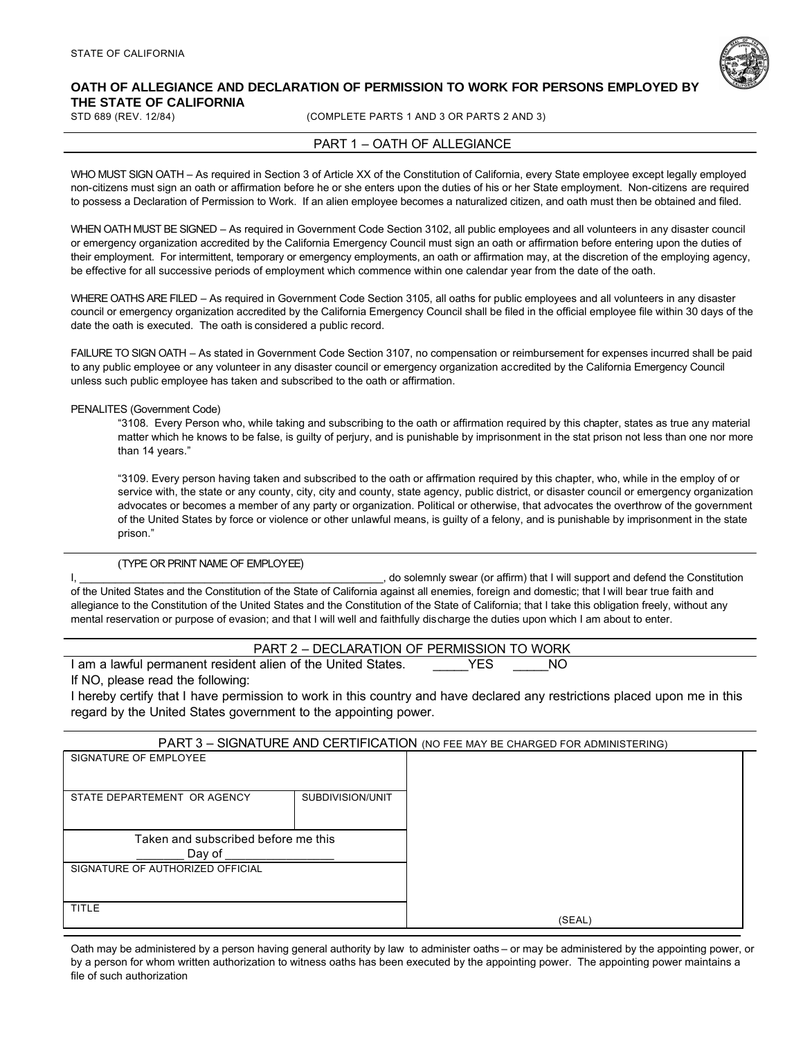STATE OF CALIFORNIA

# OATH OF ALLEGIANCE AND DECLARATION OF PERMISSION TO WORK FOR PERSONS EMPLOYED BY THE STATE OF CALIFORNIA

STD 689 (REV. 12/84) (COMPLETE PARTS 1 AND 3 OR PARTS 2 AND 3)

## PART 1 – OATH OF ALLEGIANCE

WHO MUST SIGN OATH – As required in Section 3 of Article XX of the Constitution of California, every State employee except legally employed non-citizens must sign an oath or affirmation before he or she enters upon the duties of his or her State employment. Non-citizens are required to possess a Declaration of Permission to Work. If an alien employee becomes a naturalized citizen, and oath must then be obtained and filed.

WHEN OATH MUST BE SIGNED – As required in Government Code Section 3102, all public employees and all volunteers in any disaster council or emergency organization accredited by the California Emergency Council must sign an oath or affirmation before entering upon the duties of their employment. For intermittent, temporary or emergency employments, an oath or affirmation may, at the discretion of the employing agency, be effective for all successive periods of employment which commence within one calendar year from the date of the oath.

WHERE OATHS ARE FILED – As required in Government Code Section 3105, all oaths for public employees and all volunteers in any disaster council or emergency organization accredited by the California Emergency Council shall be filed in the official employee file within 30 days of the date the oath is executed. The oath is considered a public record.

FAILURE TO SIGN OATH – As stated in Government Code Section 3107, no compensation or reimbursement for expenses incurred shall be paid to any public employee or any volunteer in any disaster council or emergency organization accredited by the California Emergency Council unless such public employee has taken and subscribed to the oath or affirmation.

PENALITES (Government Code)

> "3108. Every Person who, while taking and subscribing to the oath or affirmation required by this chapter, states as true any material matter which he knows to be false, is guilty of perjury, and is punishable by imprisonment in the stat prison not less than one nor more than 14 years."
>
> "3109. Every person having taken and subscribed to the oath or affirmation required by this chapter, who, while in the employ of or service with, the state or any county, city, city and county, state agency, public district, or disaster council or emergency organization advocates or becomes a member of any party or organization. Political or otherwise, that advocates the overthrow of the government of the United States by force or violence or other unlawful means, is guilty of a felony, and is punishable by imprisonment in the state prison."

(TYPE OR PRINT NAME OF EMPLOYEE)

I, ________________________________________________, do solemnly swear (or affirm) that I will support and defend the Constitution of the United States and the Constitution of the State of California against all enemies, foreign and domestic; that I will bear true faith and allegiance to the Constitution of the United States and the Constitution of the State of California; that I take this obligation freely, without any mental reservation or purpose of evasion; and that I will well and faithfully discharge the duties upon which I am about to enter.

## PART 2 – DECLARATION OF PERMISSION TO WORK

I am a lawful permanent resident alien of the United States. _____YES _____NO

If NO, please read the following:

I hereby certify that I have permission to work in this country and have declared any restrictions placed upon me in this regard by the United States government to the appointing power.

## PART 3 – SIGNATURE AND CERTIFICATION (NO FEE MAY BE CHARGED FOR ADMINISTERING)

| | | |
|---|---|---|
| SIGNATURE OF EMPLOYEE | | (SEAL) |
| STATE DEPARTEMENT OR AGENCY | SUBDIVISION/UNIT | |
| Taken and subscribed before me this _______ Day of ________________ | | |
| SIGNATURE OF AUTHORIZED OFFICIAL | | |
| TITLE | | |

Oath may be administered by a person having general authority by law to administer oaths – or may be administered by the appointing power, or by a person for whom written authorization to witness oaths has been executed by the appointing power. The appointing power maintains a file of such authorization